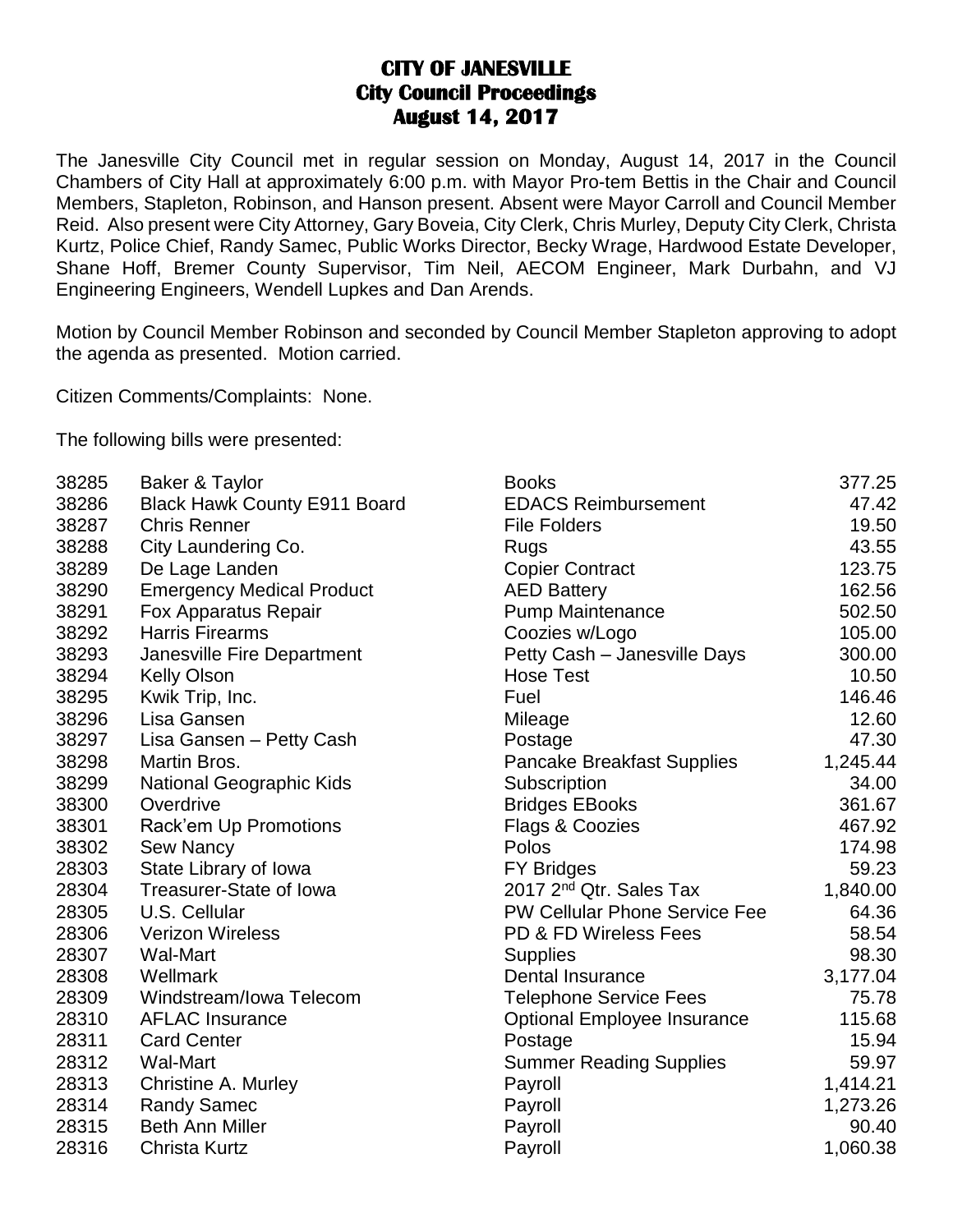# CITY OF JANESVILLE
## City Council Proceedings
### August 14, 2017

The Janesville City Council met in regular session on Monday, August 14, 2017 in the Council Chambers of City Hall at approximately 6:00 p.m. with Mayor Pro-tem Bettis in the Chair and Council Members, Stapleton, Robinson, and Hanson present. Absent were Mayor Carroll and Council Member Reid. Also present were City Attorney, Gary Boveia, City Clerk, Chris Murley, Deputy City Clerk, Christa Kurtz, Police Chief, Randy Samec, Public Works Director, Becky Wrage, Hardwood Estate Developer, Shane Hoff, Bremer County Supervisor, Tim Neil, AECOM Engineer, Mark Durbahn, and VJ Engineering Engineers, Wendell Lupkes and Dan Arends.

Motion by Council Member Robinson and seconded by Council Member Stapleton approving to adopt the agenda as presented. Motion carried.

Citizen Comments/Complaints: None.

The following bills were presented:

| | | | |
|---|---|---|---|
| 38285 | Baker & Taylor | Books | 377.25 |
| 38286 | Black Hawk County E911 Board | EDACS Reimbursement | 47.42 |
| 38287 | Chris Renner | File Folders | 19.50 |
| 38288 | City Laundering Co. | Rugs | 43.55 |
| 38289 | De Lage Landen | Copier Contract | 123.75 |
| 38290 | Emergency Medical Product | AED Battery | 162.56 |
| 38291 | Fox Apparatus Repair | Pump Maintenance | 502.50 |
| 38292 | Harris Firearms | Coozies w/Logo | 105.00 |
| 38293 | Janesville Fire Department | Petty Cash – Janesville Days | 300.00 |
| 38294 | Kelly Olson | Hose Test | 10.50 |
| 38295 | Kwik Trip, Inc. | Fuel | 146.46 |
| 38296 | Lisa Gansen | Mileage | 12.60 |
| 38297 | Lisa Gansen – Petty Cash | Postage | 47.30 |
| 38298 | Martin Bros. | Pancake Breakfast Supplies | 1,245.44 |
| 38299 | National Geographic Kids | Subscription | 34.00 |
| 38300 | Overdrive | Bridges EBooks | 361.67 |
| 38301 | Rack'em Up Promotions | Flags & Coozies | 467.92 |
| 38302 | Sew Nancy | Polos | 174.98 |
| 28303 | State Library of Iowa | FY Bridges | 59.23 |
| 28304 | Treasurer-State of Iowa | 2017 2nd Qtr. Sales Tax | 1,840.00 |
| 28305 | U.S. Cellular | PW Cellular Phone Service Fee | 64.36 |
| 28306 | Verizon Wireless | PD & FD Wireless Fees | 58.54 |
| 28307 | Wal-Mart | Supplies | 98.30 |
| 28308 | Wellmark | Dental Insurance | 3,177.04 |
| 28309 | Windstream/Iowa Telecom | Telephone Service Fees | 75.78 |
| 28310 | AFLAC Insurance | Optional Employee Insurance | 115.68 |
| 28311 | Card Center | Postage | 15.94 |
| 28312 | Wal-Mart | Summer Reading Supplies | 59.97 |
| 28313 | Christine A. Murley | Payroll | 1,414.21 |
| 28314 | Randy Samec | Payroll | 1,273.26 |
| 28315 | Beth Ann Miller | Payroll | 90.40 |
| 28316 | Christa Kurtz | Payroll | 1,060.38 |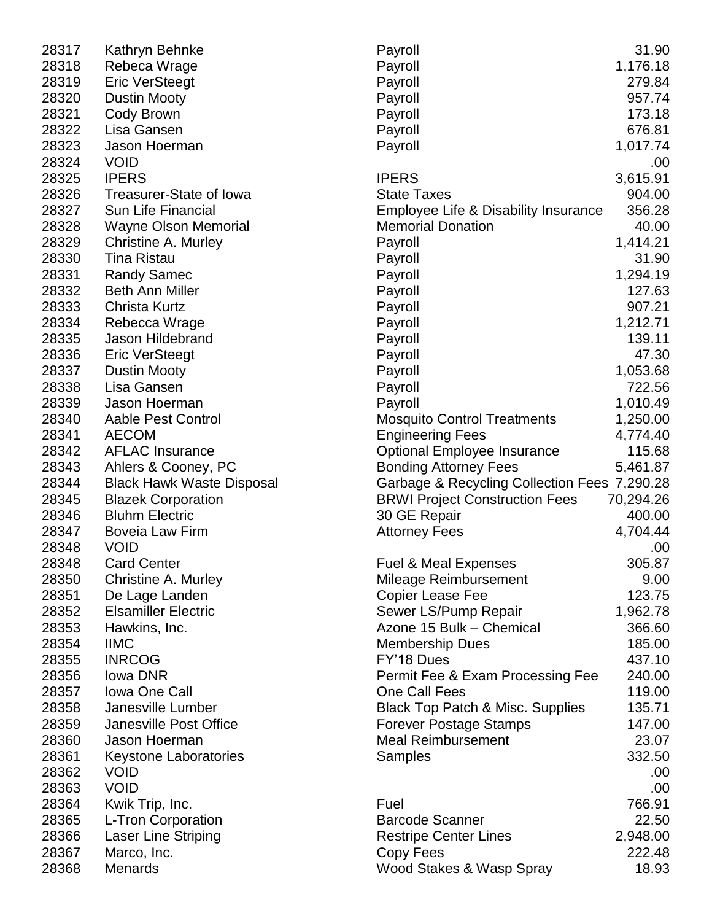| | | | |
|---|---|---|---|
| 28317 | Kathryn Behnke | Payroll | 31.90 |
| 28318 | Rebeca Wrage | Payroll | 1,176.18 |
| 28319 | Eric VerSteegt | Payroll | 279.84 |
| 28320 | Dustin Mooty | Payroll | 957.74 |
| 28321 | Cody Brown | Payroll | 173.18 |
| 28322 | Lisa Gansen | Payroll | 676.81 |
| 28323 | Jason Hoerman | Payroll | 1,017.74 |
| 28324 | VOID | | .00 |
| 28325 | IPERS | IPERS | 3,615.91 |
| 28326 | Treasurer-State of Iowa | State Taxes | 904.00 |
| 28327 | Sun Life Financial | Employee Life & Disability Insurance | 356.28 |
| 28328 | Wayne Olson Memorial | Memorial Donation | 40.00 |
| 28329 | Christine A. Murley | Payroll | 1,414.21 |
| 28330 | Tina Ristau | Payroll | 31.90 |
| 28331 | Randy Samec | Payroll | 1,294.19 |
| 28332 | Beth Ann Miller | Payroll | 127.63 |
| 28333 | Christa Kurtz | Payroll | 907.21 |
| 28334 | Rebecca Wrage | Payroll | 1,212.71 |
| 28335 | Jason Hildebrand | Payroll | 139.11 |
| 28336 | Eric VerSteegt | Payroll | 47.30 |
| 28337 | Dustin Mooty | Payroll | 1,053.68 |
| 28338 | Lisa Gansen | Payroll | 722.56 |
| 28339 | Jason Hoerman | Payroll | 1,010.49 |
| 28340 | Aable Pest Control | Mosquito Control Treatments | 1,250.00 |
| 28341 | AECOM | Engineering Fees | 4,774.40 |
| 28342 | AFLAC Insurance | Optional Employee Insurance | 115.68 |
| 28343 | Ahlers & Cooney, PC | Bonding Attorney Fees | 5,461.87 |
| 28344 | Black Hawk Waste Disposal | Garbage & Recycling Collection Fees | 7,290.28 |
| 28345 | Blazek Corporation | BRWI Project Construction Fees | 70,294.26 |
| 28346 | Bluhm Electric | 30 GE Repair | 400.00 |
| 28347 | Boveia Law Firm | Attorney Fees | 4,704.44 |
| 28348 | VOID | | .00 |
| 28348 | Card Center | Fuel & Meal Expenses | 305.87 |
| 28350 | Christine A. Murley | Mileage Reimbursement | 9.00 |
| 28351 | De Lage Landen | Copier Lease Fee | 123.75 |
| 28352 | Elsamiller Electric | Sewer LS/Pump Repair | 1,962.78 |
| 28353 | Hawkins, Inc. | Azone 15 Bulk – Chemical | 366.60 |
| 28354 | IIMC | Membership Dues | 185.00 |
| 28355 | INRCOG | FY'18 Dues | 437.10 |
| 28356 | Iowa DNR | Permit Fee & Exam Processing Fee | 240.00 |
| 28357 | Iowa One Call | One Call Fees | 119.00 |
| 28358 | Janesville Lumber | Black Top Patch & Misc. Supplies | 135.71 |
| 28359 | Janesville Post Office | Forever Postage Stamps | 147.00 |
| 28360 | Jason Hoerman | Meal Reimbursement | 23.07 |
| 28361 | Keystone Laboratories | Samples | 332.50 |
| 28362 | VOID | | .00 |
| 28363 | VOID | | .00 |
| 28364 | Kwik Trip, Inc. | Fuel | 766.91 |
| 28365 | L-Tron Corporation | Barcode Scanner | 22.50 |
| 28366 | Laser Line Striping | Restripe Center Lines | 2,948.00 |
| 28367 | Marco, Inc. | Copy Fees | 222.48 |
| 28368 | Menards | Wood Stakes & Wasp Spray | 18.93 |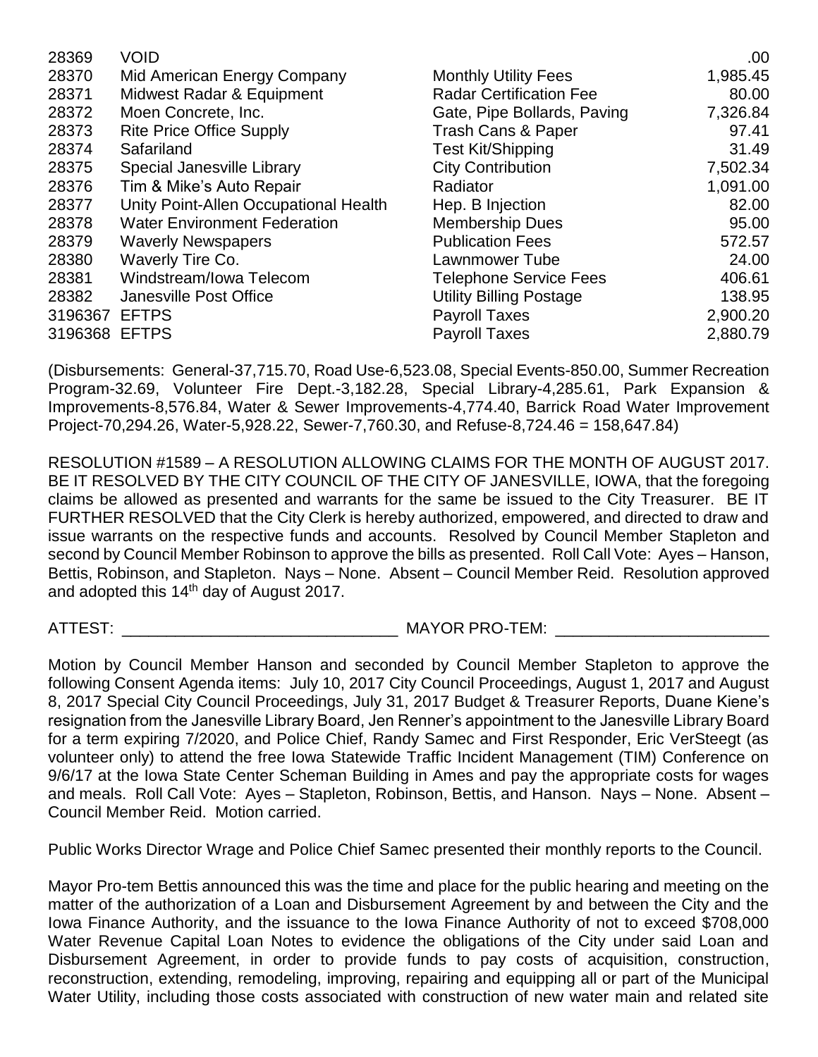| | | | |
|---|---|---|---|
| 28369 | VOID | | .00 |
| 28370 | Mid American Energy Company | Monthly Utility Fees | 1,985.45 |
| 28371 | Midwest Radar & Equipment | Radar Certification Fee | 80.00 |
| 28372 | Moen Concrete, Inc. | Gate, Pipe Bollards, Paving | 7,326.84 |
| 28373 | Rite Price Office Supply | Trash Cans & Paper | 97.41 |
| 28374 | Safariland | Test Kit/Shipping | 31.49 |
| 28375 | Special Janesville Library | City Contribution | 7,502.34 |
| 28376 | Tim & Mike's Auto Repair | Radiator | 1,091.00 |
| 28377 | Unity Point-Allen Occupational Health | Hep. B Injection | 82.00 |
| 28378 | Water Environment Federation | Membership Dues | 95.00 |
| 28379 | Waverly Newspapers | Publication Fees | 572.57 |
| 28380 | Waverly Tire Co. | Lawnmower Tube | 24.00 |
| 28381 | Windstream/Iowa Telecom | Telephone Service Fees | 406.61 |
| 28382 | Janesville Post Office | Utility Billing Postage | 138.95 |
| 3196367 | EFTPS | Payroll Taxes | 2,900.20 |
| 3196368 | EFTPS | Payroll Taxes | 2,880.79 |

(Disbursements: General-37,715.70, Road Use-6,523.08, Special Events-850.00, Summer Recreation Program-32.69, Volunteer Fire Dept.-3,182.28, Special Library-4,285.61, Park Expansion & Improvements-8,576.84, Water & Sewer Improvements-4,774.40, Barrick Road Water Improvement Project-70,294.26, Water-5,928.22, Sewer-7,760.30, and Refuse-8,724.46 = 158,647.84)

RESOLUTION #1589 – A RESOLUTION ALLOWING CLAIMS FOR THE MONTH OF AUGUST 2017. BE IT RESOLVED BY THE CITY COUNCIL OF THE CITY OF JANESVILLE, IOWA, that the foregoing claims be allowed as presented and warrants for the same be issued to the City Treasurer. BE IT FURTHER RESOLVED that the City Clerk is hereby authorized, empowered, and directed to draw and issue warrants on the respective funds and accounts. Resolved by Council Member Stapleton and second by Council Member Robinson to approve the bills as presented. Roll Call Vote: Ayes – Hanson, Bettis, Robinson, and Stapleton. Nays – None. Absent – Council Member Reid. Resolution approved and adopted this 14th day of August 2017.

ATTEST: ______________________________ MAYOR PRO-TEM: ________________________

Motion by Council Member Hanson and seconded by Council Member Stapleton to approve the following Consent Agenda items: July 10, 2017 City Council Proceedings, August 1, 2017 and August 8, 2017 Special City Council Proceedings, July 31, 2017 Budget & Treasurer Reports, Duane Kiene's resignation from the Janesville Library Board, Jen Renner's appointment to the Janesville Library Board for a term expiring 7/2020, and Police Chief, Randy Samec and First Responder, Eric VerSteegt (as volunteer only) to attend the free Iowa Statewide Traffic Incident Management (TIM) Conference on 9/6/17 at the Iowa State Center Scheman Building in Ames and pay the appropriate costs for wages and meals. Roll Call Vote: Ayes – Stapleton, Robinson, Bettis, and Hanson. Nays – None. Absent – Council Member Reid. Motion carried.

Public Works Director Wrage and Police Chief Samec presented their monthly reports to the Council.

Mayor Pro-tem Bettis announced this was the time and place for the public hearing and meeting on the matter of the authorization of a Loan and Disbursement Agreement by and between the City and the Iowa Finance Authority, and the issuance to the Iowa Finance Authority of not to exceed $708,000 Water Revenue Capital Loan Notes to evidence the obligations of the City under said Loan and Disbursement Agreement, in order to provide funds to pay costs of acquisition, construction, reconstruction, extending, remodeling, improving, repairing and equipping all or part of the Municipal Water Utility, including those costs associated with construction of new water main and related site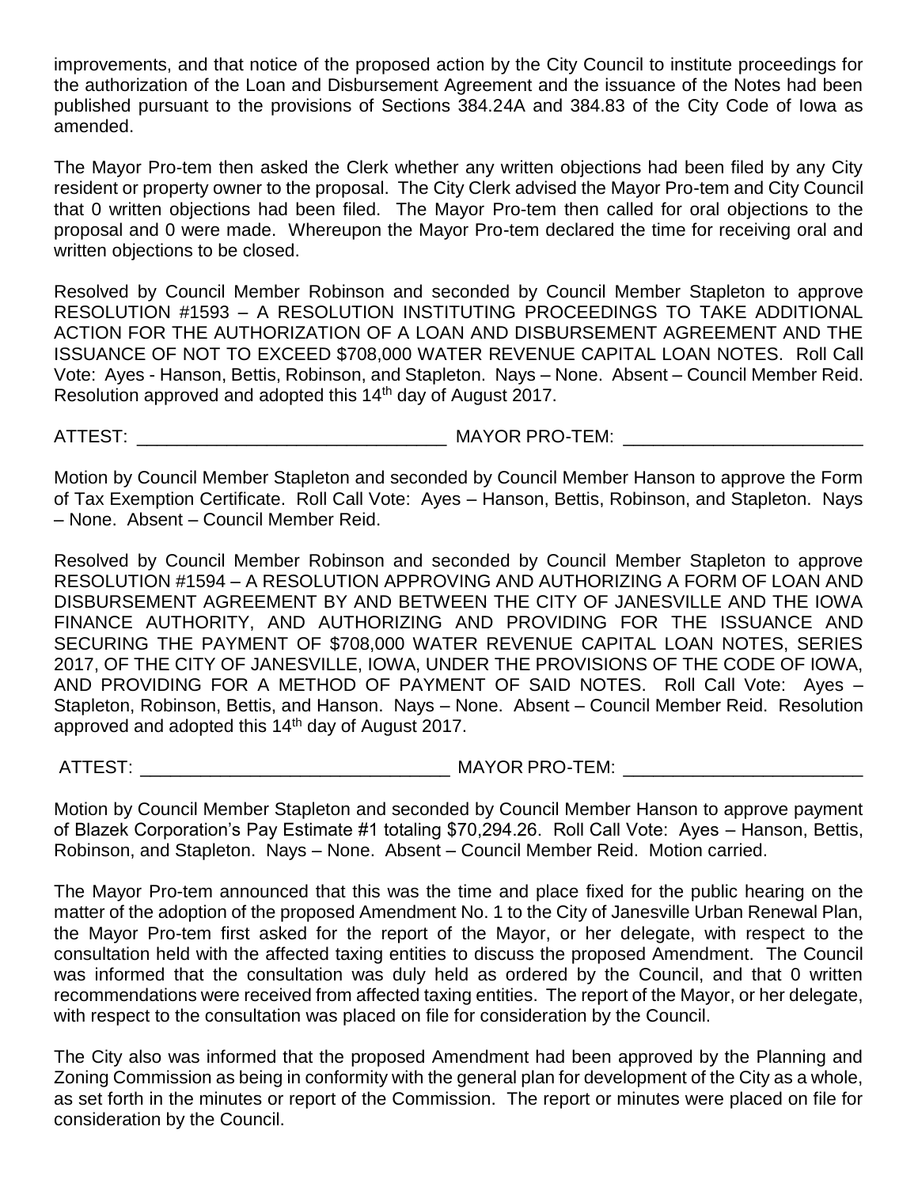improvements, and that notice of the proposed action by the City Council to institute proceedings for the authorization of the Loan and Disbursement Agreement and the issuance of the Notes had been published pursuant to the provisions of Sections 384.24A and 384.83 of the City Code of Iowa as amended.

The Mayor Pro-tem then asked the Clerk whether any written objections had been filed by any City resident or property owner to the proposal. The City Clerk advised the Mayor Pro-tem and City Council that 0 written objections had been filed. The Mayor Pro-tem then called for oral objections to the proposal and 0 were made. Whereupon the Mayor Pro-tem declared the time for receiving oral and written objections to be closed.

Resolved by Council Member Robinson and seconded by Council Member Stapleton to approve RESOLUTION #1593 – A RESOLUTION INSTITUTING PROCEEDINGS TO TAKE ADDITIONAL ACTION FOR THE AUTHORIZATION OF A LOAN AND DISBURSEMENT AGREEMENT AND THE ISSUANCE OF NOT TO EXCEED \$708,000 WATER REVENUE CAPITAL LOAN NOTES. Roll Call Vote: Ayes - Hanson, Bettis, Robinson, and Stapleton. Nays – None. Absent – Council Member Reid. Resolution approved and adopted this 14th day of August 2017.

ATTEST: _______________________________ MAYOR PRO-TEM: ________________________

Motion by Council Member Stapleton and seconded by Council Member Hanson to approve the Form of Tax Exemption Certificate. Roll Call Vote: Ayes – Hanson, Bettis, Robinson, and Stapleton. Nays – None. Absent – Council Member Reid.

Resolved by Council Member Robinson and seconded by Council Member Stapleton to approve RESOLUTION #1594 – A RESOLUTION APPROVING AND AUTHORIZING A FORM OF LOAN AND DISBURSEMENT AGREEMENT BY AND BETWEEN THE CITY OF JANESVILLE AND THE IOWA FINANCE AUTHORITY, AND AUTHORIZING AND PROVIDING FOR THE ISSUANCE AND SECURING THE PAYMENT OF \$708,000 WATER REVENUE CAPITAL LOAN NOTES, SERIES 2017, OF THE CITY OF JANESVILLE, IOWA, UNDER THE PROVISIONS OF THE CODE OF IOWA, AND PROVIDING FOR A METHOD OF PAYMENT OF SAID NOTES. Roll Call Vote: Ayes – Stapleton, Robinson, Bettis, and Hanson. Nays – None. Absent – Council Member Reid. Resolution approved and adopted this 14th day of August 2017.

ATTEST: _______________________________ MAYOR PRO-TEM: ________________________

Motion by Council Member Stapleton and seconded by Council Member Hanson to approve payment of Blazek Corporation's Pay Estimate #1 totaling \$70,294.26. Roll Call Vote: Ayes – Hanson, Bettis, Robinson, and Stapleton. Nays – None. Absent – Council Member Reid. Motion carried.

The Mayor Pro-tem announced that this was the time and place fixed for the public hearing on the matter of the adoption of the proposed Amendment No. 1 to the City of Janesville Urban Renewal Plan, the Mayor Pro-tem first asked for the report of the Mayor, or her delegate, with respect to the consultation held with the affected taxing entities to discuss the proposed Amendment. The Council was informed that the consultation was duly held as ordered by the Council, and that 0 written recommendations were received from affected taxing entities. The report of the Mayor, or her delegate, with respect to the consultation was placed on file for consideration by the Council.

The City also was informed that the proposed Amendment had been approved by the Planning and Zoning Commission as being in conformity with the general plan for development of the City as a whole, as set forth in the minutes or report of the Commission. The report or minutes were placed on file for consideration by the Council.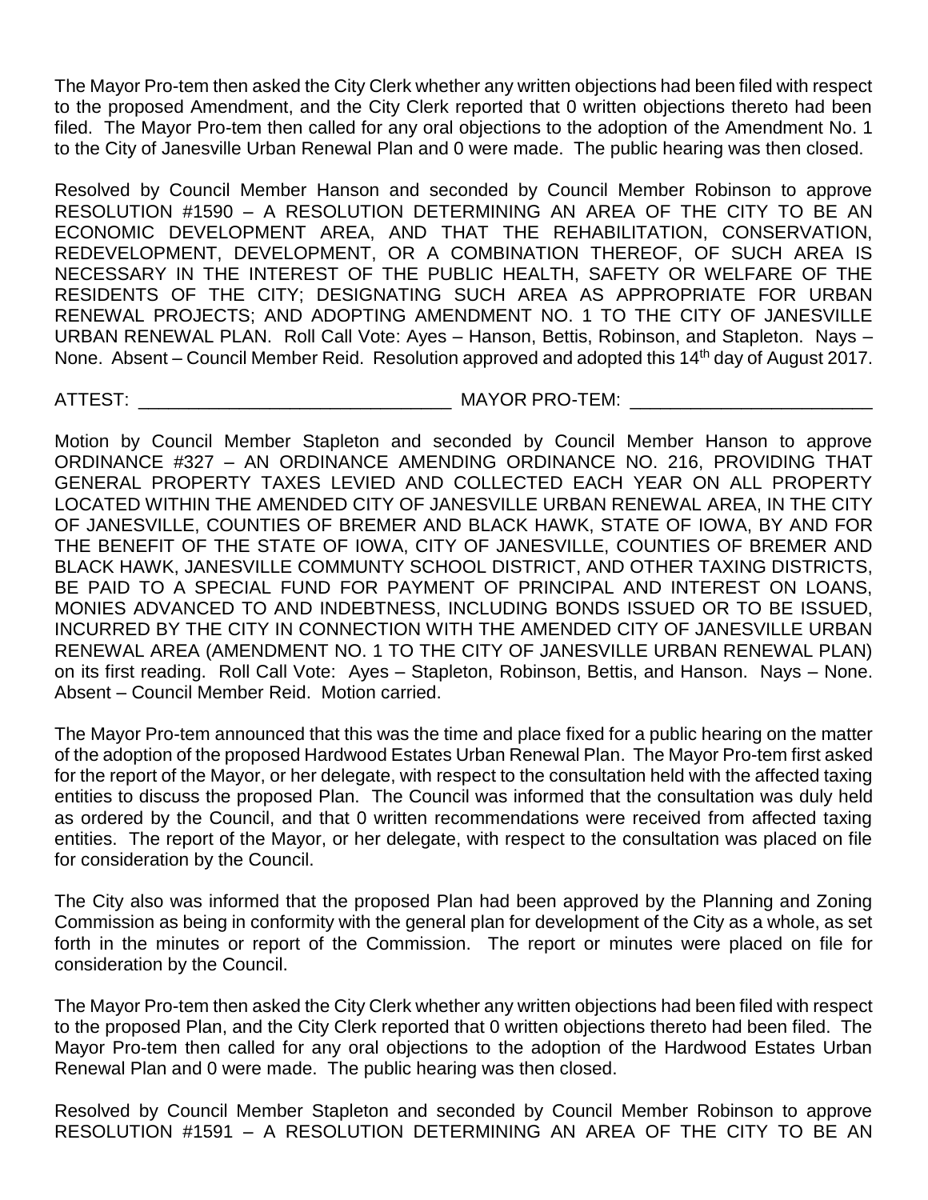The Mayor Pro-tem then asked the City Clerk whether any written objections had been filed with respect to the proposed Amendment, and the City Clerk reported that 0 written objections thereto had been filed. The Mayor Pro-tem then called for any oral objections to the adoption of the Amendment No. 1 to the City of Janesville Urban Renewal Plan and 0 were made. The public hearing was then closed.

Resolved by Council Member Hanson and seconded by Council Member Robinson to approve RESOLUTION #1590 – A RESOLUTION DETERMINING AN AREA OF THE CITY TO BE AN ECONOMIC DEVELOPMENT AREA, AND THAT THE REHABILITATION, CONSERVATION, REDEVELOPMENT, DEVELOPMENT, OR A COMBINATION THEREOF, OF SUCH AREA IS NECESSARY IN THE INTEREST OF THE PUBLIC HEALTH, SAFETY OR WELFARE OF THE RESIDENTS OF THE CITY; DESIGNATING SUCH AREA AS APPROPRIATE FOR URBAN RENEWAL PROJECTS; AND ADOPTING AMENDMENT NO. 1 TO THE CITY OF JANESVILLE URBAN RENEWAL PLAN. Roll Call Vote: Ayes – Hanson, Bettis, Robinson, and Stapleton. Nays – None. Absent – Council Member Reid. Resolution approved and adopted this 14th day of August 2017.

ATTEST: _______________________________ MAYOR PRO-TEM: ________________________

Motion by Council Member Stapleton and seconded by Council Member Hanson to approve ORDINANCE #327 – AN ORDINANCE AMENDING ORDINANCE NO. 216, PROVIDING THAT GENERAL PROPERTY TAXES LEVIED AND COLLECTED EACH YEAR ON ALL PROPERTY LOCATED WITHIN THE AMENDED CITY OF JANESVILLE URBAN RENEWAL AREA, IN THE CITY OF JANESVILLE, COUNTIES OF BREMER AND BLACK HAWK, STATE OF IOWA, BY AND FOR THE BENEFIT OF THE STATE OF IOWA, CITY OF JANESVILLE, COUNTIES OF BREMER AND BLACK HAWK, JANESVILLE COMMUNTY SCHOOL DISTRICT, AND OTHER TAXING DISTRICTS, BE PAID TO A SPECIAL FUND FOR PAYMENT OF PRINCIPAL AND INTEREST ON LOANS, MONIES ADVANCED TO AND INDEBTNESS, INCLUDING BONDS ISSUED OR TO BE ISSUED, INCURRED BY THE CITY IN CONNECTION WITH THE AMENDED CITY OF JANESVILLE URBAN RENEWAL AREA (AMENDMENT NO. 1 TO THE CITY OF JANESVILLE URBAN RENEWAL PLAN) on its first reading. Roll Call Vote: Ayes – Stapleton, Robinson, Bettis, and Hanson. Nays – None. Absent – Council Member Reid. Motion carried.

The Mayor Pro-tem announced that this was the time and place fixed for a public hearing on the matter of the adoption of the proposed Hardwood Estates Urban Renewal Plan. The Mayor Pro-tem first asked for the report of the Mayor, or her delegate, with respect to the consultation held with the affected taxing entities to discuss the proposed Plan. The Council was informed that the consultation was duly held as ordered by the Council, and that 0 written recommendations were received from affected taxing entities. The report of the Mayor, or her delegate, with respect to the consultation was placed on file for consideration by the Council.

The City also was informed that the proposed Plan had been approved by the Planning and Zoning Commission as being in conformity with the general plan for development of the City as a whole, as set forth in the minutes or report of the Commission. The report or minutes were placed on file for consideration by the Council.

The Mayor Pro-tem then asked the City Clerk whether any written objections had been filed with respect to the proposed Plan, and the City Clerk reported that 0 written objections thereto had been filed. The Mayor Pro-tem then called for any oral objections to the adoption of the Hardwood Estates Urban Renewal Plan and 0 were made. The public hearing was then closed.

Resolved by Council Member Stapleton and seconded by Council Member Robinson to approve RESOLUTION #1591 – A RESOLUTION DETERMINING AN AREA OF THE CITY TO BE AN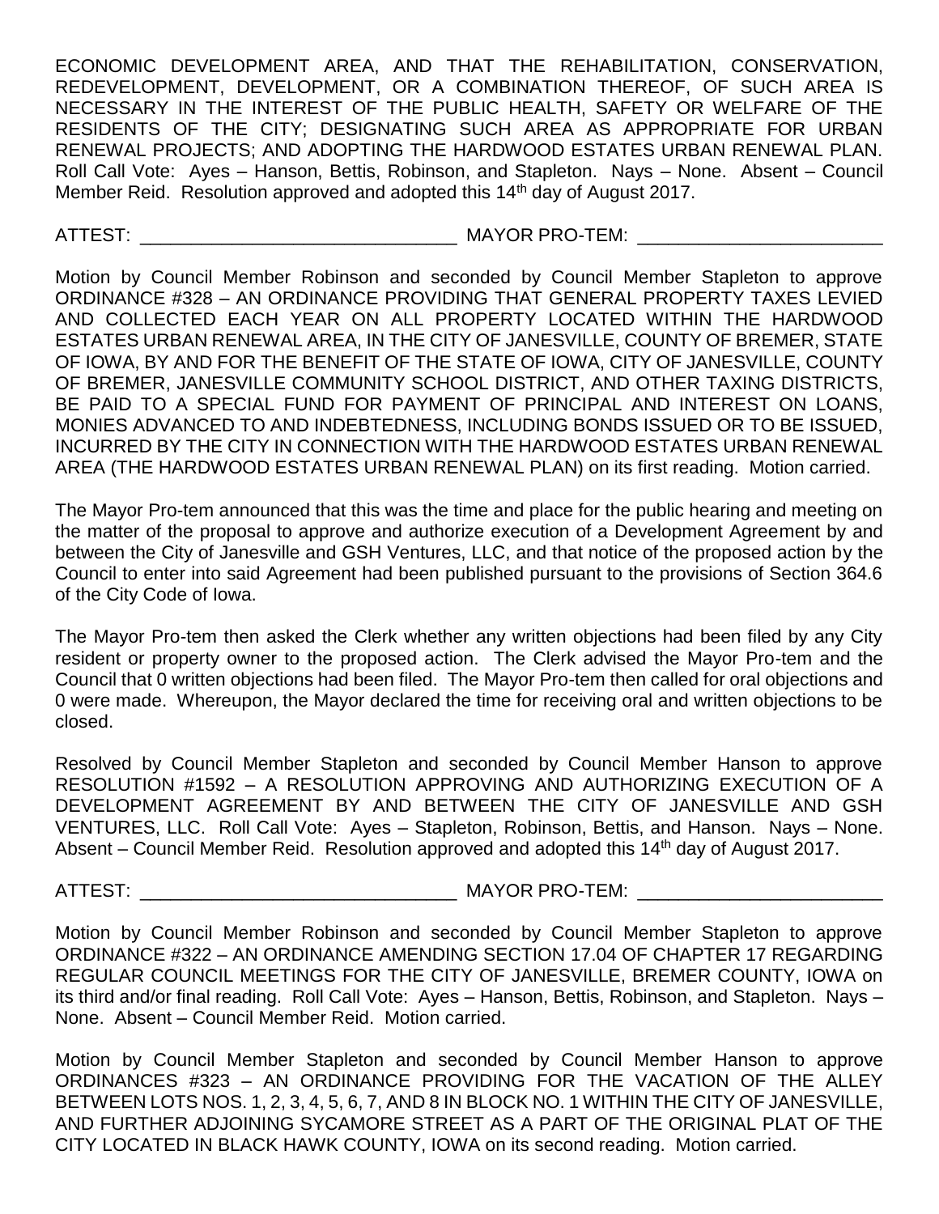ECONOMIC DEVELOPMENT AREA, AND THAT THE REHABILITATION, CONSERVATION, REDEVELOPMENT, DEVELOPMENT, OR A COMBINATION THEREOF, OF SUCH AREA IS NECESSARY IN THE INTEREST OF THE PUBLIC HEALTH, SAFETY OR WELFARE OF THE RESIDENTS OF THE CITY; DESIGNATING SUCH AREA AS APPROPRIATE FOR URBAN RENEWAL PROJECTS; AND ADOPTING THE HARDWOOD ESTATES URBAN RENEWAL PLAN. Roll Call Vote: Ayes – Hanson, Bettis, Robinson, and Stapleton. Nays – None. Absent – Council Member Reid. Resolution approved and adopted this 14th day of August 2017.

ATTEST: _______________________________ MAYOR PRO-TEM: ________________________

Motion by Council Member Robinson and seconded by Council Member Stapleton to approve ORDINANCE #328 – AN ORDINANCE PROVIDING THAT GENERAL PROPERTY TAXES LEVIED AND COLLECTED EACH YEAR ON ALL PROPERTY LOCATED WITHIN THE HARDWOOD ESTATES URBAN RENEWAL AREA, IN THE CITY OF JANESVILLE, COUNTY OF BREMER, STATE OF IOWA, BY AND FOR THE BENEFIT OF THE STATE OF IOWA, CITY OF JANESVILLE, COUNTY OF BREMER, JANESVILLE COMMUNITY SCHOOL DISTRICT, AND OTHER TAXING DISTRICTS, BE PAID TO A SPECIAL FUND FOR PAYMENT OF PRINCIPAL AND INTEREST ON LOANS, MONIES ADVANCED TO AND INDEBTEDNESS, INCLUDING BONDS ISSUED OR TO BE ISSUED, INCURRED BY THE CITY IN CONNECTION WITH THE HARDWOOD ESTATES URBAN RENEWAL AREA (THE HARDWOOD ESTATES URBAN RENEWAL PLAN) on its first reading. Motion carried.

The Mayor Pro-tem announced that this was the time and place for the public hearing and meeting on the matter of the proposal to approve and authorize execution of a Development Agreement by and between the City of Janesville and GSH Ventures, LLC, and that notice of the proposed action by the Council to enter into said Agreement had been published pursuant to the provisions of Section 364.6 of the City Code of Iowa.

The Mayor Pro-tem then asked the Clerk whether any written objections had been filed by any City resident or property owner to the proposed action. The Clerk advised the Mayor Pro-tem and the Council that 0 written objections had been filed. The Mayor Pro-tem then called for oral objections and 0 were made. Whereupon, the Mayor declared the time for receiving oral and written objections to be closed.

Resolved by Council Member Stapleton and seconded by Council Member Hanson to approve RESOLUTION #1592 – A RESOLUTION APPROVING AND AUTHORIZING EXECUTION OF A DEVELOPMENT AGREEMENT BY AND BETWEEN THE CITY OF JANESVILLE AND GSH VENTURES, LLC. Roll Call Vote: Ayes – Stapleton, Robinson, Bettis, and Hanson. Nays – None. Absent – Council Member Reid. Resolution approved and adopted this 14th day of August 2017.

ATTEST: _______________________________ MAYOR PRO-TEM: ________________________

Motion by Council Member Robinson and seconded by Council Member Stapleton to approve ORDINANCE #322 – AN ORDINANCE AMENDING SECTION 17.04 OF CHAPTER 17 REGARDING REGULAR COUNCIL MEETINGS FOR THE CITY OF JANESVILLE, BREMER COUNTY, IOWA on its third and/or final reading. Roll Call Vote: Ayes – Hanson, Bettis, Robinson, and Stapleton. Nays – None. Absent – Council Member Reid. Motion carried.

Motion by Council Member Stapleton and seconded by Council Member Hanson to approve ORDINANCES #323 – AN ORDINANCE PROVIDING FOR THE VACATION OF THE ALLEY BETWEEN LOTS NOS. 1, 2, 3, 4, 5, 6, 7, AND 8 IN BLOCK NO. 1 WITHIN THE CITY OF JANESVILLE, AND FURTHER ADJOINING SYCAMORE STREET AS A PART OF THE ORIGINAL PLAT OF THE CITY LOCATED IN BLACK HAWK COUNTY, IOWA on its second reading. Motion carried.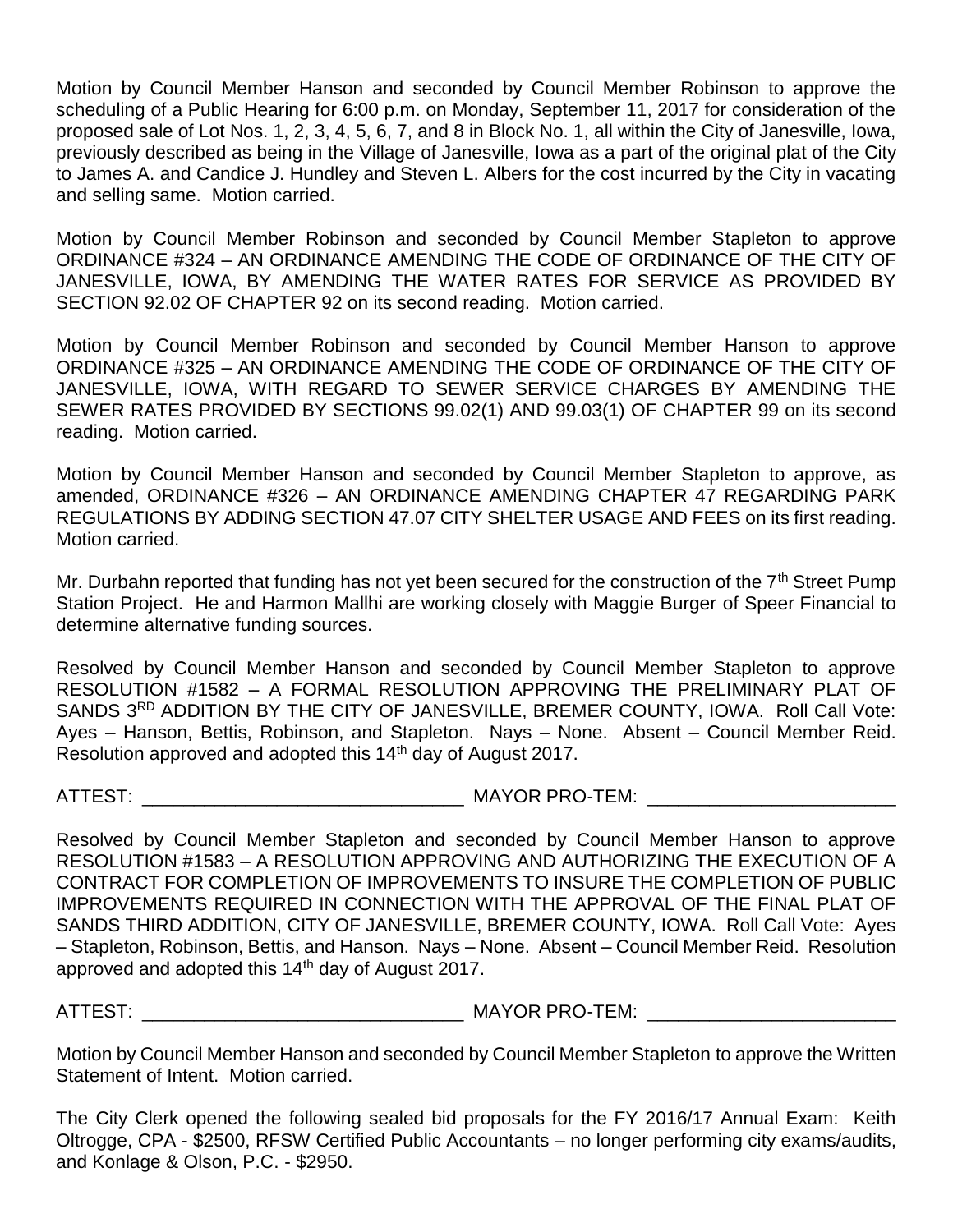Motion by Council Member Hanson and seconded by Council Member Robinson to approve the scheduling of a Public Hearing for 6:00 p.m. on Monday, September 11, 2017 for consideration of the proposed sale of Lot Nos. 1, 2, 3, 4, 5, 6, 7, and 8 in Block No. 1, all within the City of Janesville, Iowa, previously described as being in the Village of Janesville, Iowa as a part of the original plat of the City to James A. and Candice J. Hundley and Steven L. Albers for the cost incurred by the City in vacating and selling same. Motion carried.

Motion by Council Member Robinson and seconded by Council Member Stapleton to approve ORDINANCE #324 – AN ORDINANCE AMENDING THE CODE OF ORDINANCE OF THE CITY OF JANESVILLE, IOWA, BY AMENDING THE WATER RATES FOR SERVICE AS PROVIDED BY SECTION 92.02 OF CHAPTER 92 on its second reading. Motion carried.

Motion by Council Member Robinson and seconded by Council Member Hanson to approve ORDINANCE #325 – AN ORDINANCE AMENDING THE CODE OF ORDINANCE OF THE CITY OF JANESVILLE, IOWA, WITH REGARD TO SEWER SERVICE CHARGES BY AMENDING THE SEWER RATES PROVIDED BY SECTIONS 99.02(1) AND 99.03(1) OF CHAPTER 99 on its second reading. Motion carried.

Motion by Council Member Hanson and seconded by Council Member Stapleton to approve, as amended, ORDINANCE #326 – AN ORDINANCE AMENDING CHAPTER 47 REGARDING PARK REGULATIONS BY ADDING SECTION 47.07 CITY SHELTER USAGE AND FEES on its first reading. Motion carried.

Mr. Durbahn reported that funding has not yet been secured for the construction of the 7th Street Pump Station Project. He and Harmon Mallhi are working closely with Maggie Burger of Speer Financial to determine alternative funding sources.

Resolved by Council Member Hanson and seconded by Council Member Stapleton to approve RESOLUTION #1582 – A FORMAL RESOLUTION APPROVING THE PRELIMINARY PLAT OF SANDS 3RD ADDITION BY THE CITY OF JANESVILLE, BREMER COUNTY, IOWA. Roll Call Vote: Ayes – Hanson, Bettis, Robinson, and Stapleton. Nays – None. Absent – Council Member Reid. Resolution approved and adopted this 14th day of August 2017.

ATTEST: _______________________________ MAYOR PRO-TEM: ________________________

Resolved by Council Member Stapleton and seconded by Council Member Hanson to approve RESOLUTION #1583 – A RESOLUTION APPROVING AND AUTHORIZING THE EXECUTION OF A CONTRACT FOR COMPLETION OF IMPROVEMENTS TO INSURE THE COMPLETION OF PUBLIC IMPROVEMENTS REQUIRED IN CONNECTION WITH THE APPROVAL OF THE FINAL PLAT OF SANDS THIRD ADDITION, CITY OF JANESVILLE, BREMER COUNTY, IOWA. Roll Call Vote: Ayes – Stapleton, Robinson, Bettis, and Hanson. Nays – None. Absent – Council Member Reid. Resolution approved and adopted this 14th day of August 2017.

ATTEST: _______________________________ MAYOR PRO-TEM: ________________________

Motion by Council Member Hanson and seconded by Council Member Stapleton to approve the Written Statement of Intent. Motion carried.

The City Clerk opened the following sealed bid proposals for the FY 2016/17 Annual Exam: Keith Oltrogge, CPA - $2500, RFSW Certified Public Accountants – no longer performing city exams/audits, and Konlage & Olson, P.C. - $2950.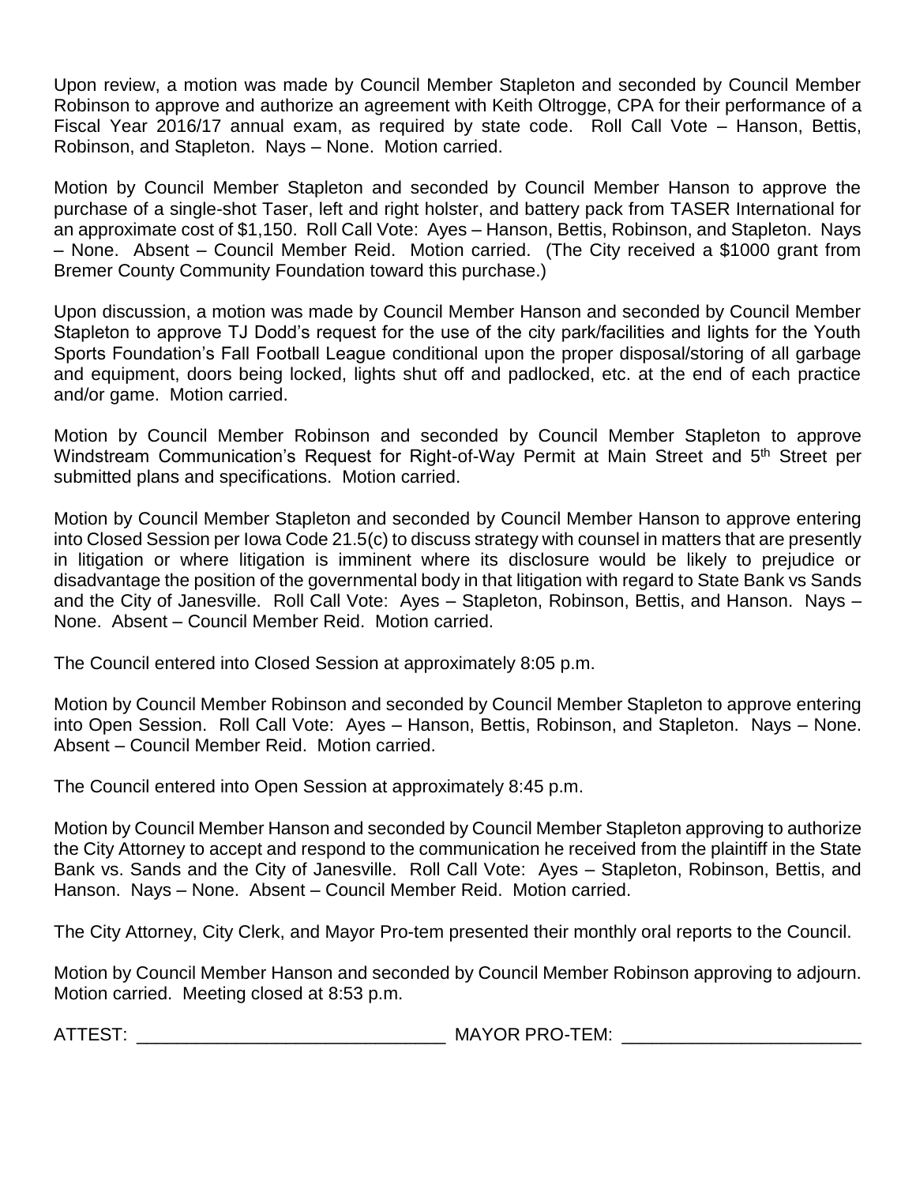Upon review, a motion was made by Council Member Stapleton and seconded by Council Member Robinson to approve and authorize an agreement with Keith Oltrogge, CPA for their performance of a Fiscal Year 2016/17 annual exam, as required by state code. Roll Call Vote – Hanson, Bettis, Robinson, and Stapleton. Nays – None. Motion carried.

Motion by Council Member Stapleton and seconded by Council Member Hanson to approve the purchase of a single-shot Taser, left and right holster, and battery pack from TASER International for an approximate cost of $1,150. Roll Call Vote: Ayes – Hanson, Bettis, Robinson, and Stapleton. Nays – None. Absent – Council Member Reid. Motion carried. (The City received a $1000 grant from Bremer County Community Foundation toward this purchase.)

Upon discussion, a motion was made by Council Member Hanson and seconded by Council Member Stapleton to approve TJ Dodd's request for the use of the city park/facilities and lights for the Youth Sports Foundation's Fall Football League conditional upon the proper disposal/storing of all garbage and equipment, doors being locked, lights shut off and padlocked, etc. at the end of each practice and/or game. Motion carried.

Motion by Council Member Robinson and seconded by Council Member Stapleton to approve Windstream Communication's Request for Right-of-Way Permit at Main Street and 5th Street per submitted plans and specifications. Motion carried.

Motion by Council Member Stapleton and seconded by Council Member Hanson to approve entering into Closed Session per Iowa Code 21.5(c) to discuss strategy with counsel in matters that are presently in litigation or where litigation is imminent where its disclosure would be likely to prejudice or disadvantage the position of the governmental body in that litigation with regard to State Bank vs Sands and the City of Janesville. Roll Call Vote: Ayes – Stapleton, Robinson, Bettis, and Hanson. Nays – None. Absent – Council Member Reid. Motion carried.

The Council entered into Closed Session at approximately 8:05 p.m.

Motion by Council Member Robinson and seconded by Council Member Stapleton to approve entering into Open Session. Roll Call Vote: Ayes – Hanson, Bettis, Robinson, and Stapleton. Nays – None. Absent – Council Member Reid. Motion carried.

The Council entered into Open Session at approximately 8:45 p.m.

Motion by Council Member Hanson and seconded by Council Member Stapleton approving to authorize the City Attorney to accept and respond to the communication he received from the plaintiff in the State Bank vs. Sands and the City of Janesville. Roll Call Vote: Ayes – Stapleton, Robinson, Bettis, and Hanson. Nays – None. Absent – Council Member Reid. Motion carried.

The City Attorney, City Clerk, and Mayor Pro-tem presented their monthly oral reports to the Council.

Motion by Council Member Hanson and seconded by Council Member Robinson approving to adjourn. Motion carried. Meeting closed at 8:53 p.m.

ATTEST: ______________________________ MAYOR PRO-TEM: ________________________